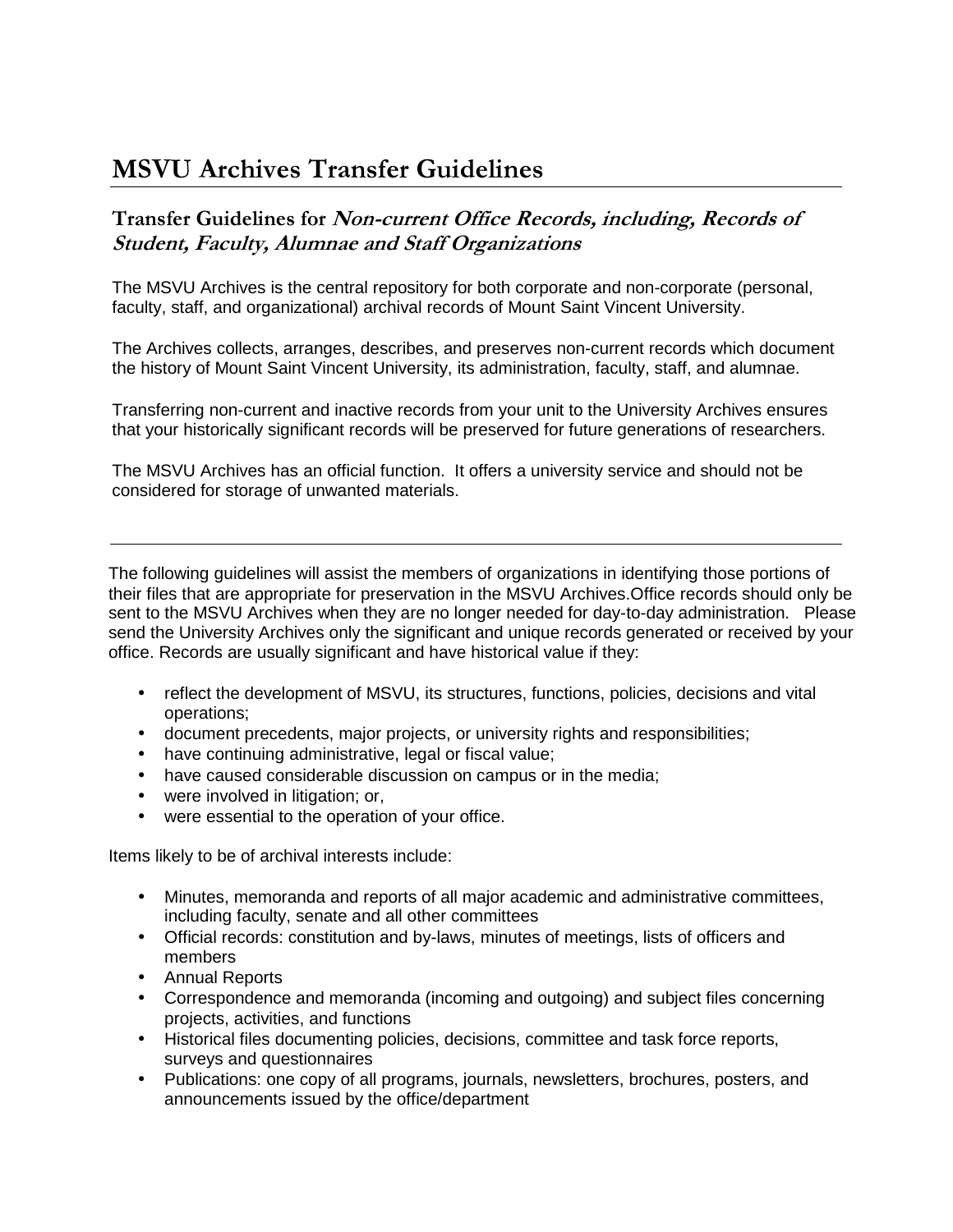# MSVU Archives Transfer Guidelines

## Transfer Guidelines for *Non-current Office Records, including, Records of Student, Faculty, Alumnae and Staff Organizations*

The MSVU Archives is the central repository for both corporate and non-corporate (personal, faculty, staff, and organizational) archival records of Mount Saint Vincent University.

The Archives collects, arranges, describes, and preserves non-current records which document the history of Mount Saint Vincent University, its administration, faculty, staff, and alumnae.

Transferring non-current and inactive records from your unit to the University Archives ensures that your historically significant records will be preserved for future generations of researchers.

The MSVU Archives has an official function. It offers a university service and should not be considered for storage of unwanted materials.

---

The following guidelines will assist the members of organizations in identifying those portions of their files that are appropriate for preservation in the MSVU Archives.Office records should only be sent to the MSVU Archives when they are no longer needed for day-to-day administration. Please send the University Archives only the significant and unique records generated or received by your office. Records are usually significant and have historical value if they:

- reflect the development of MSVU, its structures, functions, policies, decisions and vital operations;
- document precedents, major projects, or university rights and responsibilities;
- have continuing administrative, legal or fiscal value;
- have caused considerable discussion on campus or in the media;
- were involved in litigation; or,
- were essential to the operation of your office.

Items likely to be of archival interests include:

- Minutes, memoranda and reports of all major academic and administrative committees, including faculty, senate and all other committees
- Official records: constitution and by-laws, minutes of meetings, lists of officers and members
- Annual Reports
- Correspondence and memoranda (incoming and outgoing) and subject files concerning projects, activities, and functions
- Historical files documenting policies, decisions, committee and task force reports, surveys and questionnaires
- Publications: one copy of all programs, journals, newsletters, brochures, posters, and announcements issued by the office/department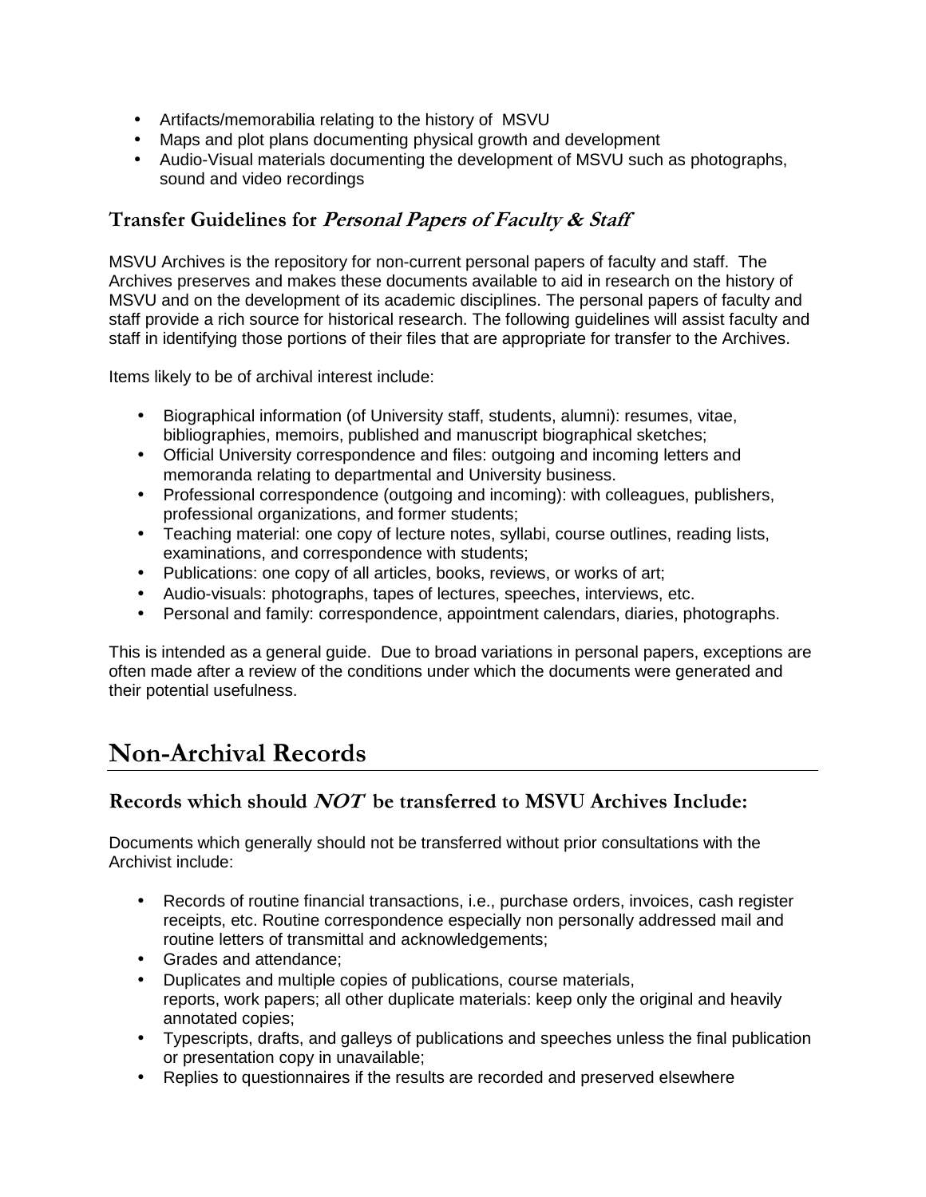- Artifacts/memorabilia relating to the history of MSVU
- Maps and plot plans documenting physical growth and development
- Audio-Visual materials documenting the development of MSVU such as photographs, sound and video recordings

### Transfer Guidelines for *Personal Papers of Faculty & Staff*

MSVU Archives is the repository for non-current personal papers of faculty and staff. The Archives preserves and makes these documents available to aid in research on the history of MSVU and on the development of its academic disciplines. The personal papers of faculty and staff provide a rich source for historical research. The following guidelines will assist faculty and staff in identifying those portions of their files that are appropriate for transfer to the Archives.

Items likely to be of archival interest include:

- Biographical information (of University staff, students, alumni): resumes, vitae, bibliographies, memoirs, published and manuscript biographical sketches;
- Official University correspondence and files: outgoing and incoming letters and memoranda relating to departmental and University business.
- Professional correspondence (outgoing and incoming): with colleagues, publishers, professional organizations, and former students;
- Teaching material: one copy of lecture notes, syllabi, course outlines, reading lists, examinations, and correspondence with students;
- Publications: one copy of all articles, books, reviews, or works of art;
- Audio-visuals: photographs, tapes of lectures, speeches, interviews, etc.
- Personal and family: correspondence, appointment calendars, diaries, photographs.

This is intended as a general guide. Due to broad variations in personal papers, exceptions are often made after a review of the conditions under which the documents were generated and their potential usefulness.

## Non-Archival Records

### Records which should *NOT* be transferred to MSVU Archives Include:

Documents which generally should not be transferred without prior consultations with the Archivist include:

- Records of routine financial transactions, i.e., purchase orders, invoices, cash register receipts, etc. Routine correspondence especially non personally addressed mail and routine letters of transmittal and acknowledgements;
- Grades and attendance;
- Duplicates and multiple copies of publications, course materials, reports, work papers; all other duplicate materials: keep only the original and heavily annotated copies;
- Typescripts, drafts, and galleys of publications and speeches unless the final publication or presentation copy in unavailable;
- Replies to questionnaires if the results are recorded and preserved elsewhere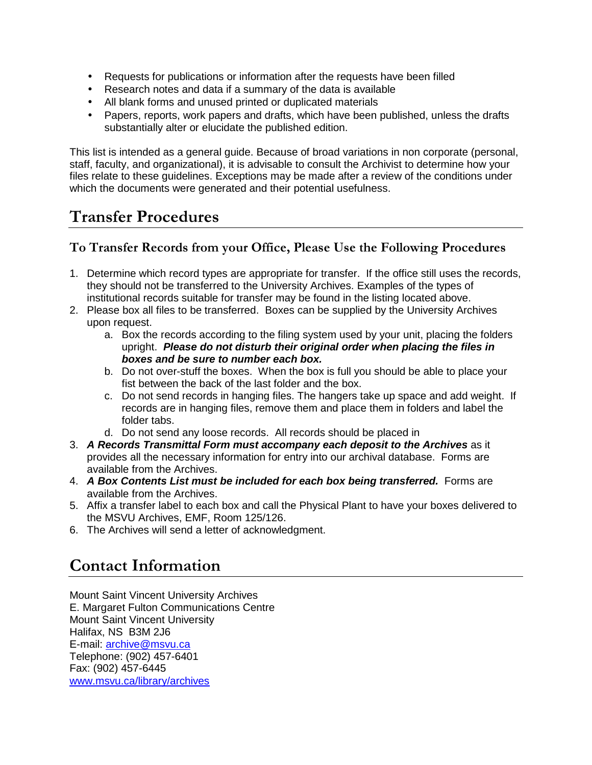- Requests for publications or information after the requests have been filled
- Research notes and data if a summary of the data is available
- All blank forms and unused printed or duplicated materials
- Papers, reports, work papers and drafts, which have been published, unless the drafts substantially alter or elucidate the published edition.

This list is intended as a general guide. Because of broad variations in non corporate (personal, staff, faculty, and organizational), it is advisable to consult the Archivist to determine how your files relate to these guidelines. Exceptions may be made after a review of the conditions under which the documents were generated and their potential usefulness.

# Transfer Procedures

## To Transfer Records from your Office, Please Use the Following Procedures

1. Determine which record types are appropriate for transfer. If the office still uses the records, they should not be transferred to the University Archives. Examples of the types of institutional records suitable for transfer may be found in the listing located above.
2. Please box all files to be transferred. Boxes can be supplied by the University Archives upon request.
   a. Box the records according to the filing system used by your unit, placing the folders upright. ***Please do not disturb their original order when placing the files in boxes and be sure to number each box.***
   b. Do not over-stuff the boxes. When the box is full you should be able to place your fist between the back of the last folder and the box.
   c. Do not send records in hanging files. The hangers take up space and add weight. If records are in hanging files, remove them and place them in folders and label the folder tabs.
   d. Do not send any loose records. All records should be placed in
3. ***A Records Transmittal Form must accompany each deposit to the Archives*** as it provides all the necessary information for entry into our archival database. Forms are available from the Archives.
4. ***A Box Contents List must be included for each box being transferred.*** Forms are available from the Archives.
5. Affix a transfer label to each box and call the Physical Plant to have your boxes delivered to the MSVU Archives, EMF, Room 125/126.
6. The Archives will send a letter of acknowledgment.

# Contact Information

Mount Saint Vincent University Archives
E. Margaret Fulton Communications Centre
Mount Saint Vincent University
Halifax, NS B3M 2J6
E-mail: archive@msvu.ca
Telephone: (902) 457-6401
Fax: (902) 457-6445
www.msvu.ca/library/archives